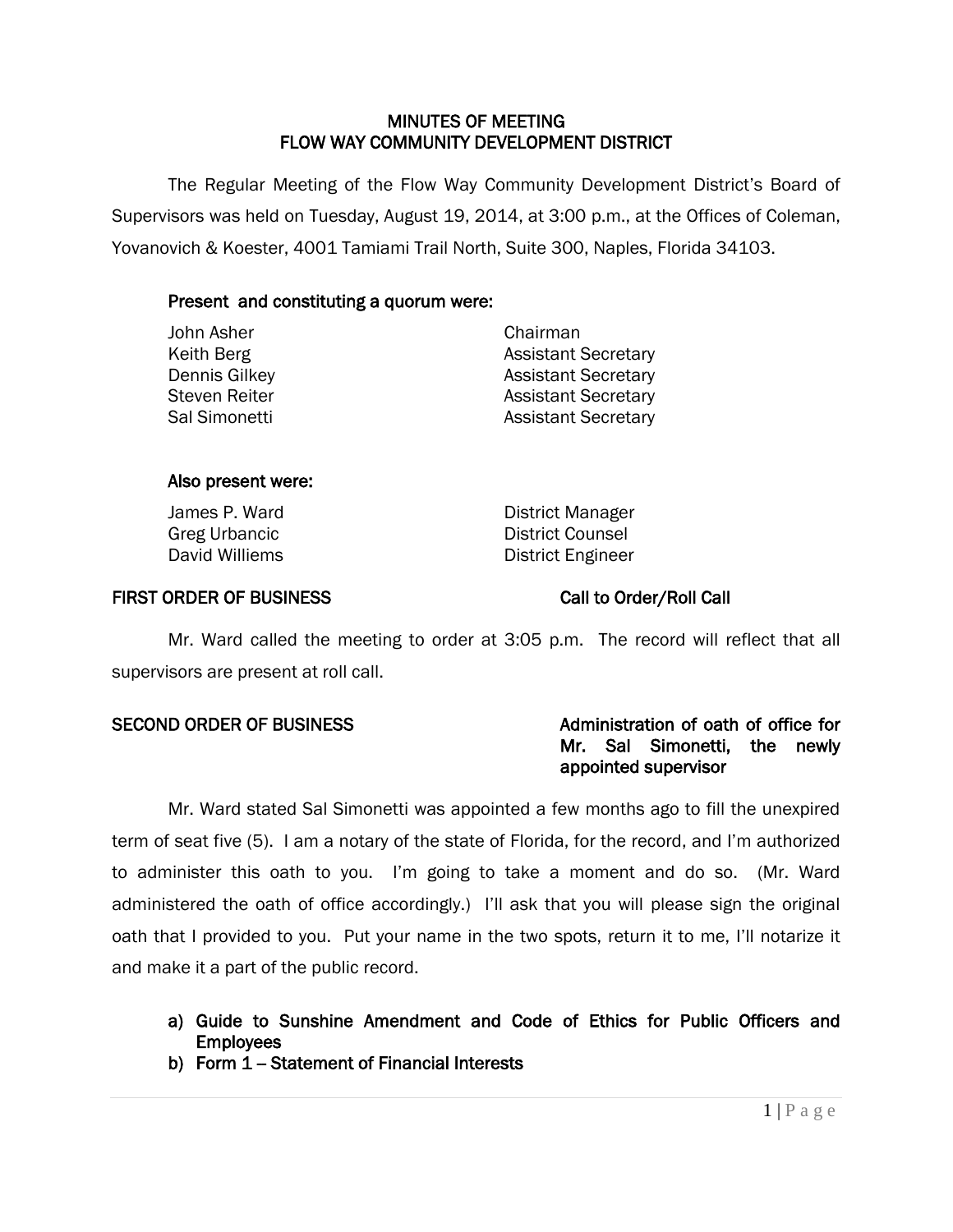# MINUTES OF MEETING
# FLOW WAY COMMUNITY DEVELOPMENT DISTRICT

The Regular Meeting of the Flow Way Community Development District's Board of Supervisors was held on Tuesday, August 19, 2014, at 3:00 p.m., at the Offices of Coleman, Yovanovich & Koester, 4001 Tamiami Trail North, Suite 300, Naples, Florida 34103.

**Present and constituting a quorum were:**

| | |
|---|---|
| John Asher | Chairman |
| Keith Berg | Assistant Secretary |
| Dennis Gilkey | Assistant Secretary |
| Steven Reiter | Assistant Secretary |
| Sal Simonetti | Assistant Secretary |

**Also present were:**

| | |
|---|---|
| James P. Ward | District Manager |
| Greg Urbancic | District Counsel |
| David Williems | District Engineer |

**FIRST ORDER OF BUSINESS** — **Call to Order/Roll Call**

Mr. Ward called the meeting to order at 3:05 p.m. The record will reflect that all supervisors are present at roll call.

**SECOND ORDER OF BUSINESS** — **Administration of oath of office for Mr. Sal Simonetti, the newly appointed supervisor**

Mr. Ward stated Sal Simonetti was appointed a few months ago to fill the unexpired term of seat five (5). I am a notary of the state of Florida, for the record, and I'm authorized to administer this oath to you. I'm going to take a moment and do so. (Mr. Ward administered the oath of office accordingly.) I'll ask that you will please sign the original oath that I provided to you. Put your name in the two spots, return it to me, I'll notarize it and make it a part of the public record.

a) **Guide to Sunshine Amendment and Code of Ethics for Public Officers and Employees**
b) **Form 1 – Statement of Financial Interests**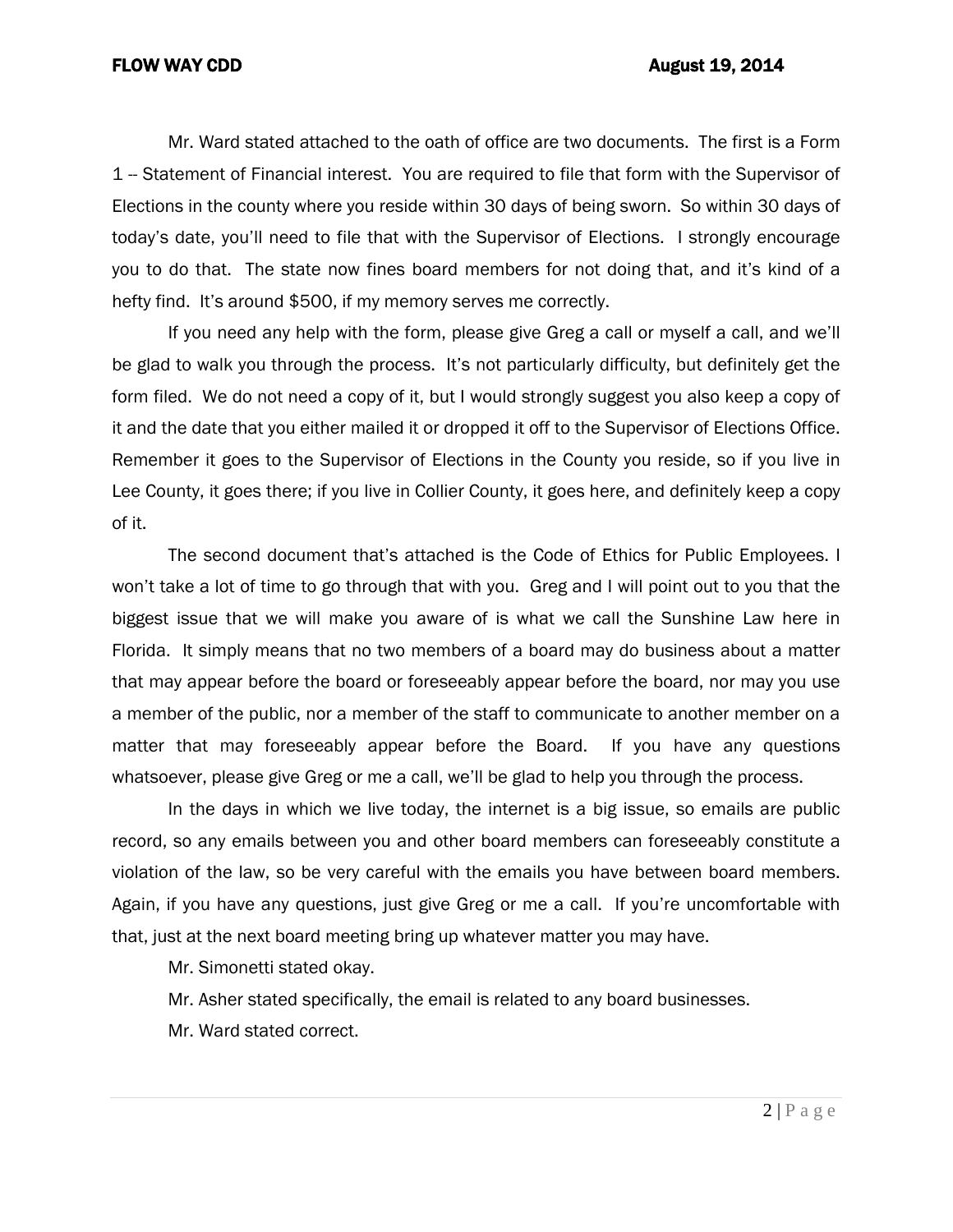Mr. Ward stated attached to the oath of office are two documents. The first is a Form 1 -- Statement of Financial interest. You are required to file that form with the Supervisor of Elections in the county where you reside within 30 days of being sworn. So within 30 days of today's date, you'll need to file that with the Supervisor of Elections. I strongly encourage you to do that. The state now fines board members for not doing that, and it's kind of a hefty find. It's around $500, if my memory serves me correctly.

If you need any help with the form, please give Greg a call or myself a call, and we'll be glad to walk you through the process. It's not particularly difficulty, but definitely get the form filed. We do not need a copy of it, but I would strongly suggest you also keep a copy of it and the date that you either mailed it or dropped it off to the Supervisor of Elections Office. Remember it goes to the Supervisor of Elections in the County you reside, so if you live in Lee County, it goes there; if you live in Collier County, it goes here, and definitely keep a copy of it.

The second document that's attached is the Code of Ethics for Public Employees. I won't take a lot of time to go through that with you. Greg and I will point out to you that the biggest issue that we will make you aware of is what we call the Sunshine Law here in Florida. It simply means that no two members of a board may do business about a matter that may appear before the board or foreseeably appear before the board, nor may you use a member of the public, nor a member of the staff to communicate to another member on a matter that may foreseeably appear before the Board. If you have any questions whatsoever, please give Greg or me a call, we'll be glad to help you through the process.

In the days in which we live today, the internet is a big issue, so emails are public record, so any emails between you and other board members can foreseeably constitute a violation of the law, so be very careful with the emails you have between board members. Again, if you have any questions, just give Greg or me a call. If you're uncomfortable with that, just at the next board meeting bring up whatever matter you may have.

Mr. Simonetti stated okay.

Mr. Asher stated specifically, the email is related to any board businesses.

Mr. Ward stated correct.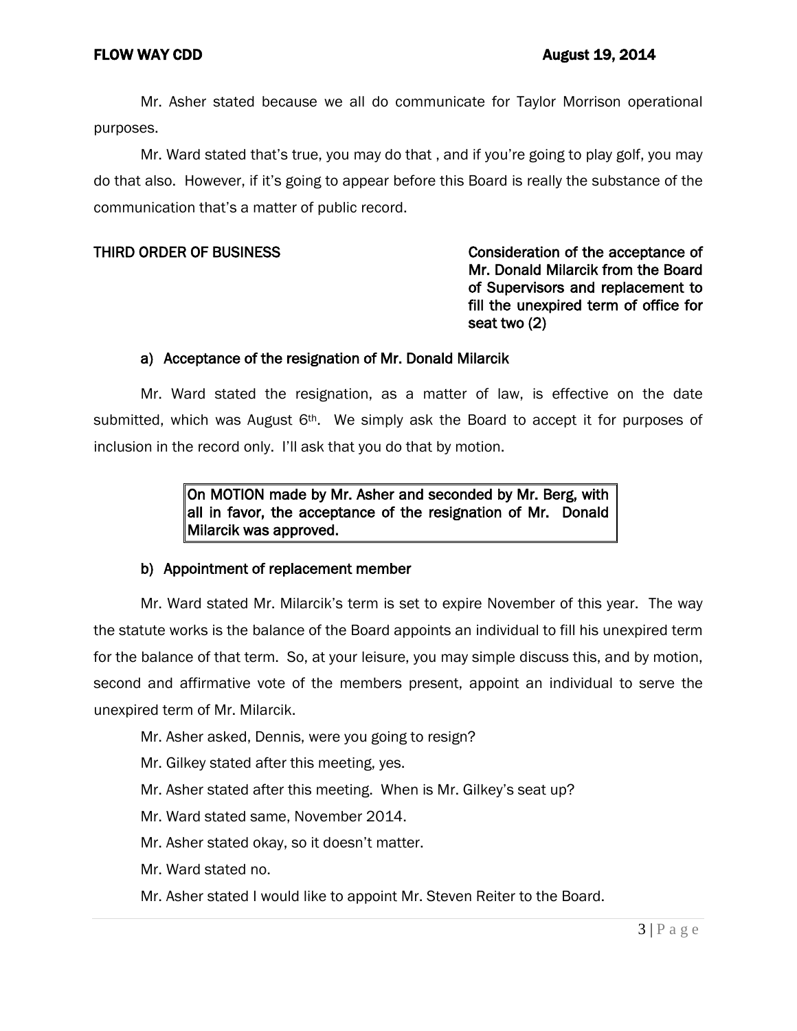Mr. Asher stated because we all do communicate for Taylor Morrison operational purposes.

Mr. Ward stated that's true, you may do that , and if you're going to play golf, you may do that also. However, if it's going to appear before this Board is really the substance of the communication that's a matter of public record.

**THIRD ORDER OF BUSINESS** **Consideration of the acceptance of Mr. Donald Milarcik from the Board of Supervisors and replacement to fill the unexpired term of office for seat two (2)**

**a) Acceptance of the resignation of Mr. Donald Milarcik**

Mr. Ward stated the resignation, as a matter of law, is effective on the date submitted, which was August 6th. We simply ask the Board to accept it for purposes of inclusion in the record only. I'll ask that you do that by motion.

> **On MOTION made by Mr. Asher and seconded by Mr. Berg, with all in favor, the acceptance of the resignation of Mr. Donald Milarcik was approved.**

**b) Appointment of replacement member**

Mr. Ward stated Mr. Milarcik's term is set to expire November of this year. The way the statute works is the balance of the Board appoints an individual to fill his unexpired term for the balance of that term. So, at your leisure, you may simple discuss this, and by motion, second and affirmative vote of the members present, appoint an individual to serve the unexpired term of Mr. Milarcik.

Mr. Asher asked, Dennis, were you going to resign?

Mr. Gilkey stated after this meeting, yes.

Mr. Asher stated after this meeting. When is Mr. Gilkey's seat up?

Mr. Ward stated same, November 2014.

Mr. Asher stated okay, so it doesn't matter.

Mr. Ward stated no.

Mr. Asher stated I would like to appoint Mr. Steven Reiter to the Board.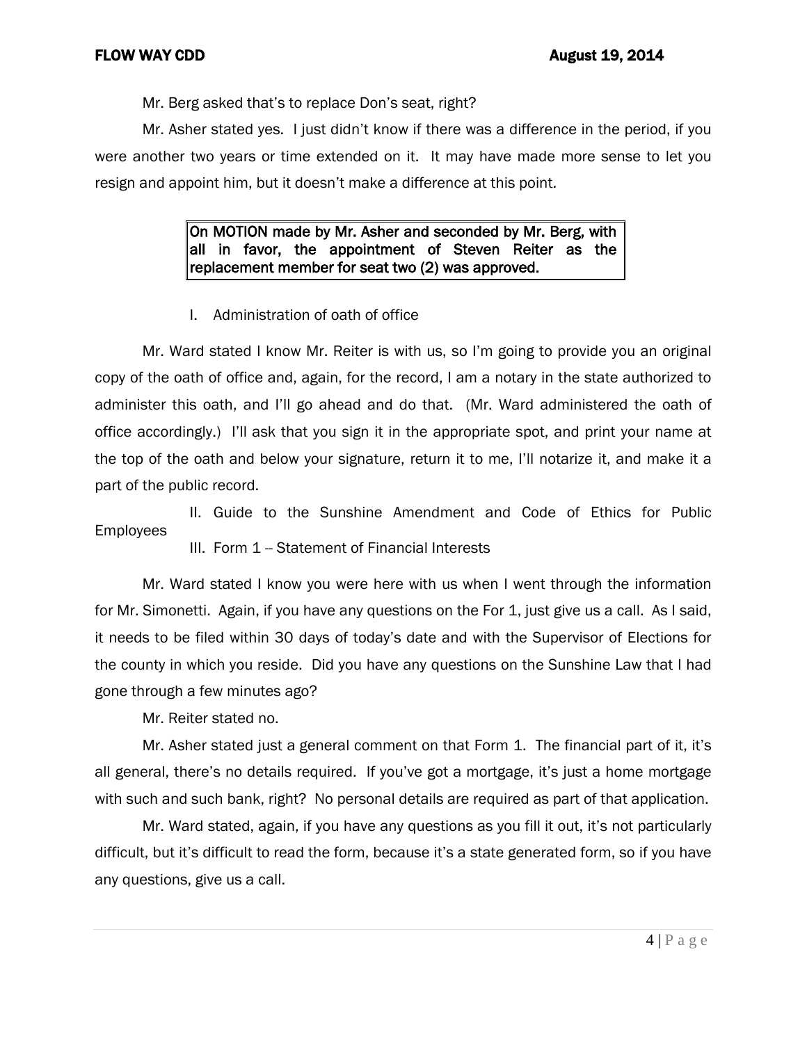Mr. Berg asked that's to replace Don's seat, right?

Mr. Asher stated yes. I just didn't know if there was a difference in the period, if you were another two years or time extended on it. It may have made more sense to let you resign and appoint him, but it doesn't make a difference at this point.

> **On MOTION made by Mr. Asher and seconded by Mr. Berg, with all in favor, the appointment of Steven Reiter as the replacement member for seat two (2) was approved.**

I. Administration of oath of office

Mr. Ward stated I know Mr. Reiter is with us, so I'm going to provide you an original copy of the oath of office and, again, for the record, I am a notary in the state authorized to administer this oath, and I'll go ahead and do that. (Mr. Ward administered the oath of office accordingly.) I'll ask that you sign it in the appropriate spot, and print your name at the top of the oath and below your signature, return it to me, I'll notarize it, and make it a part of the public record.

II. Guide to the Sunshine Amendment and Code of Ethics for Public Employees

III. Form 1 -- Statement of Financial Interests

Mr. Ward stated I know you were here with us when I went through the information for Mr. Simonetti. Again, if you have any questions on the For 1, just give us a call. As I said, it needs to be filed within 30 days of today's date and with the Supervisor of Elections for the county in which you reside. Did you have any questions on the Sunshine Law that I had gone through a few minutes ago?

Mr. Reiter stated no.

Mr. Asher stated just a general comment on that Form 1. The financial part of it, it's all general, there's no details required. If you've got a mortgage, it's just a home mortgage with such and such bank, right? No personal details are required as part of that application.

Mr. Ward stated, again, if you have any questions as you fill it out, it's not particularly difficult, but it's difficult to read the form, because it's a state generated form, so if you have any questions, give us a call.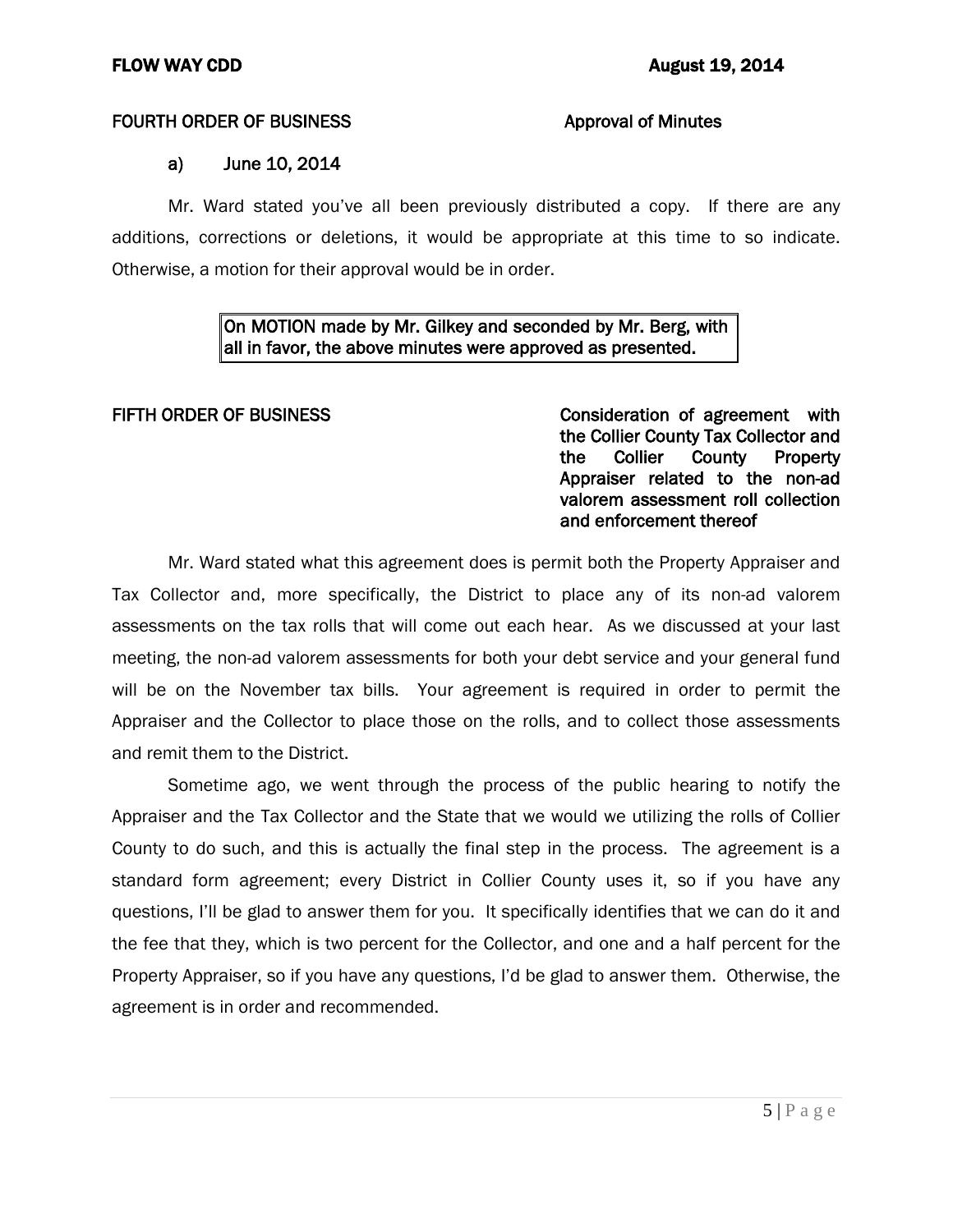**FOURTH ORDER OF BUSINESS** **Approval of Minutes**

**a) June 10, 2014**

Mr. Ward stated you've all been previously distributed a copy. If there are any additions, corrections or deletions, it would be appropriate at this time to so indicate. Otherwise, a motion for their approval would be in order.

> On MOTION made by Mr. Gilkey and seconded by Mr. Berg, with all in favor, the above minutes were approved as presented.

**FIFTH ORDER OF BUSINESS** **Consideration of agreement with the Collier County Tax Collector and the Collier County Property Appraiser related to the non-ad valorem assessment roll collection and enforcement thereof**

Mr. Ward stated what this agreement does is permit both the Property Appraiser and Tax Collector and, more specifically, the District to place any of its non-ad valorem assessments on the tax rolls that will come out each hear. As we discussed at your last meeting, the non-ad valorem assessments for both your debt service and your general fund will be on the November tax bills. Your agreement is required in order to permit the Appraiser and the Collector to place those on the rolls, and to collect those assessments and remit them to the District.

Sometime ago, we went through the process of the public hearing to notify the Appraiser and the Tax Collector and the State that we would we utilizing the rolls of Collier County to do such, and this is actually the final step in the process. The agreement is a standard form agreement; every District in Collier County uses it, so if you have any questions, I'll be glad to answer them for you. It specifically identifies that we can do it and the fee that they, which is two percent for the Collector, and one and a half percent for the Property Appraiser, so if you have any questions, I'd be glad to answer them. Otherwise, the agreement is in order and recommended.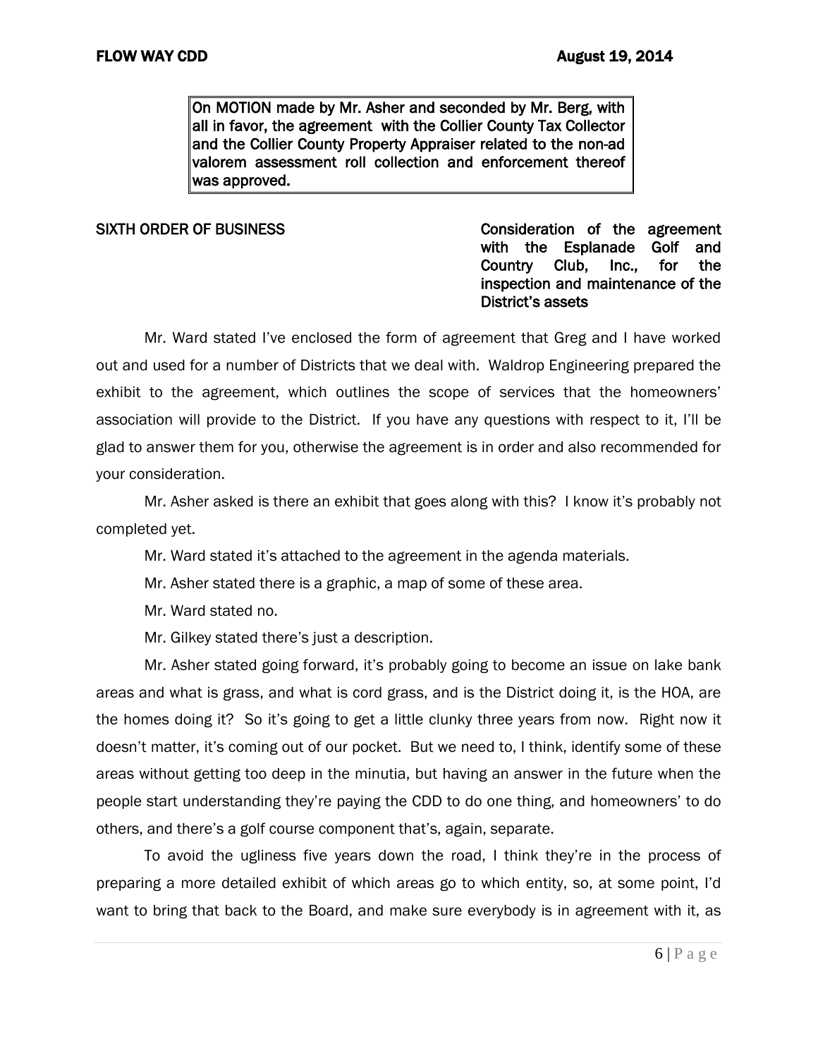**On MOTION made by Mr. Asher and seconded by Mr. Berg, with all in favor, the agreement with the Collier County Tax Collector and the Collier County Property Appraiser related to the non-ad valorem assessment roll collection and enforcement thereof was approved.**

**SIXTH ORDER OF BUSINESS** **Consideration of the agreement with the Esplanade Golf and Country Club, Inc., for the inspection and maintenance of the District's assets**

Mr. Ward stated I've enclosed the form of agreement that Greg and I have worked out and used for a number of Districts that we deal with. Waldrop Engineering prepared the exhibit to the agreement, which outlines the scope of services that the homeowners' association will provide to the District. If you have any questions with respect to it, I'll be glad to answer them for you, otherwise the agreement is in order and also recommended for your consideration.

Mr. Asher asked is there an exhibit that goes along with this? I know it's probably not completed yet.

Mr. Ward stated it's attached to the agreement in the agenda materials.

Mr. Asher stated there is a graphic, a map of some of these area.

Mr. Ward stated no.

Mr. Gilkey stated there's just a description.

Mr. Asher stated going forward, it's probably going to become an issue on lake bank areas and what is grass, and what is cord grass, and is the District doing it, is the HOA, are the homes doing it? So it's going to get a little clunky three years from now. Right now it doesn't matter, it's coming out of our pocket. But we need to, I think, identify some of these areas without getting too deep in the minutia, but having an answer in the future when the people start understanding they're paying the CDD to do one thing, and homeowners' to do others, and there's a golf course component that's, again, separate.

To avoid the ugliness five years down the road, I think they're in the process of preparing a more detailed exhibit of which areas go to which entity, so, at some point, I'd want to bring that back to the Board, and make sure everybody is in agreement with it, as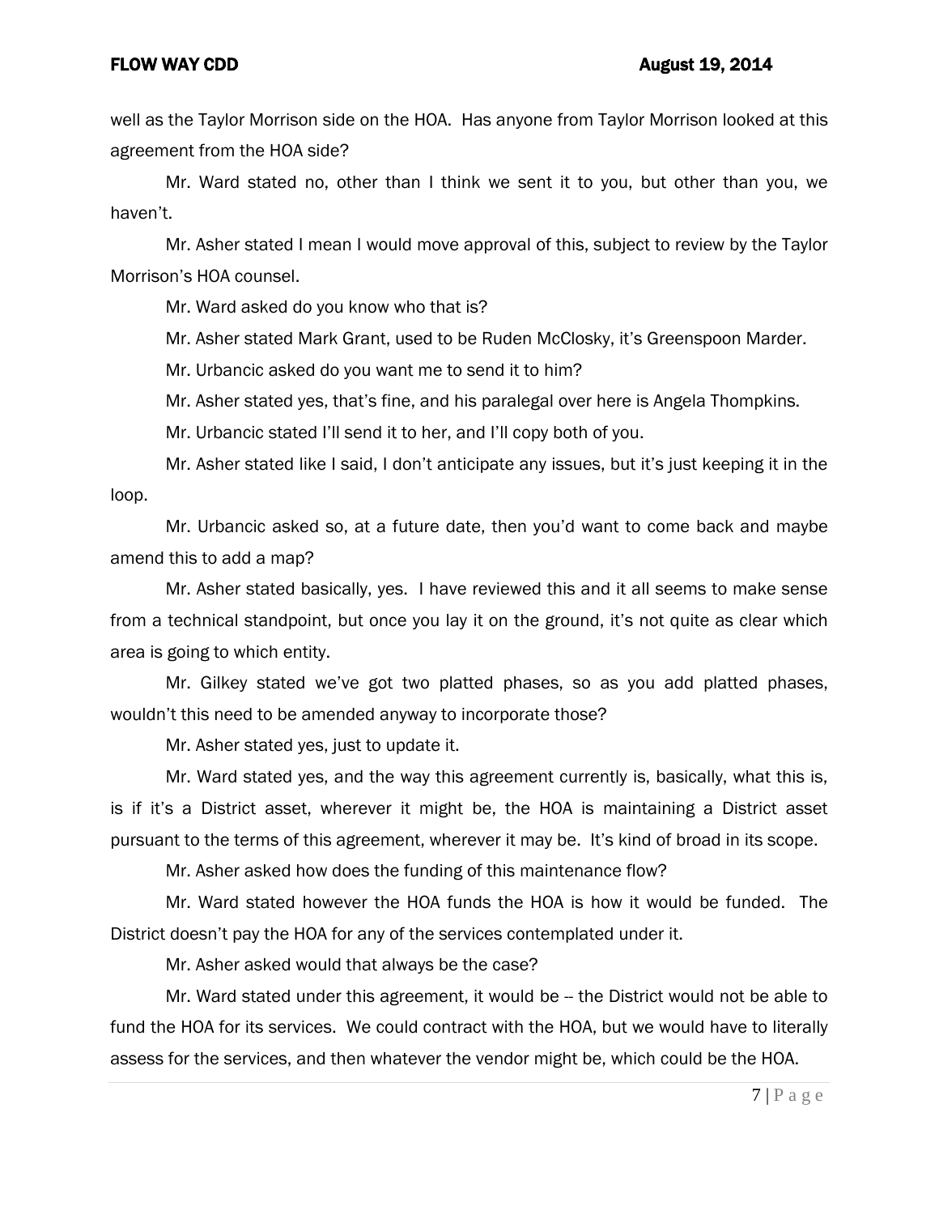well as the Taylor Morrison side on the HOA. Has anyone from Taylor Morrison looked at this agreement from the HOA side?

Mr. Ward stated no, other than I think we sent it to you, but other than you, we haven't.

Mr. Asher stated I mean I would move approval of this, subject to review by the Taylor Morrison's HOA counsel.

Mr. Ward asked do you know who that is?

Mr. Asher stated Mark Grant, used to be Ruden McClosky, it's Greenspoon Marder.

Mr. Urbancic asked do you want me to send it to him?

Mr. Asher stated yes, that's fine, and his paralegal over here is Angela Thompkins.

Mr. Urbancic stated I'll send it to her, and I'll copy both of you.

Mr. Asher stated like I said, I don't anticipate any issues, but it's just keeping it in the loop.

Mr. Urbancic asked so, at a future date, then you'd want to come back and maybe amend this to add a map?

Mr. Asher stated basically, yes. I have reviewed this and it all seems to make sense from a technical standpoint, but once you lay it on the ground, it's not quite as clear which area is going to which entity.

Mr. Gilkey stated we've got two platted phases, so as you add platted phases, wouldn't this need to be amended anyway to incorporate those?

Mr. Asher stated yes, just to update it.

Mr. Ward stated yes, and the way this agreement currently is, basically, what this is, is if it's a District asset, wherever it might be, the HOA is maintaining a District asset pursuant to the terms of this agreement, wherever it may be. It's kind of broad in its scope.

Mr. Asher asked how does the funding of this maintenance flow?

Mr. Ward stated however the HOA funds the HOA is how it would be funded. The District doesn't pay the HOA for any of the services contemplated under it.

Mr. Asher asked would that always be the case?

Mr. Ward stated under this agreement, it would be -- the District would not be able to fund the HOA for its services. We could contract with the HOA, but we would have to literally assess for the services, and then whatever the vendor might be, which could be the HOA.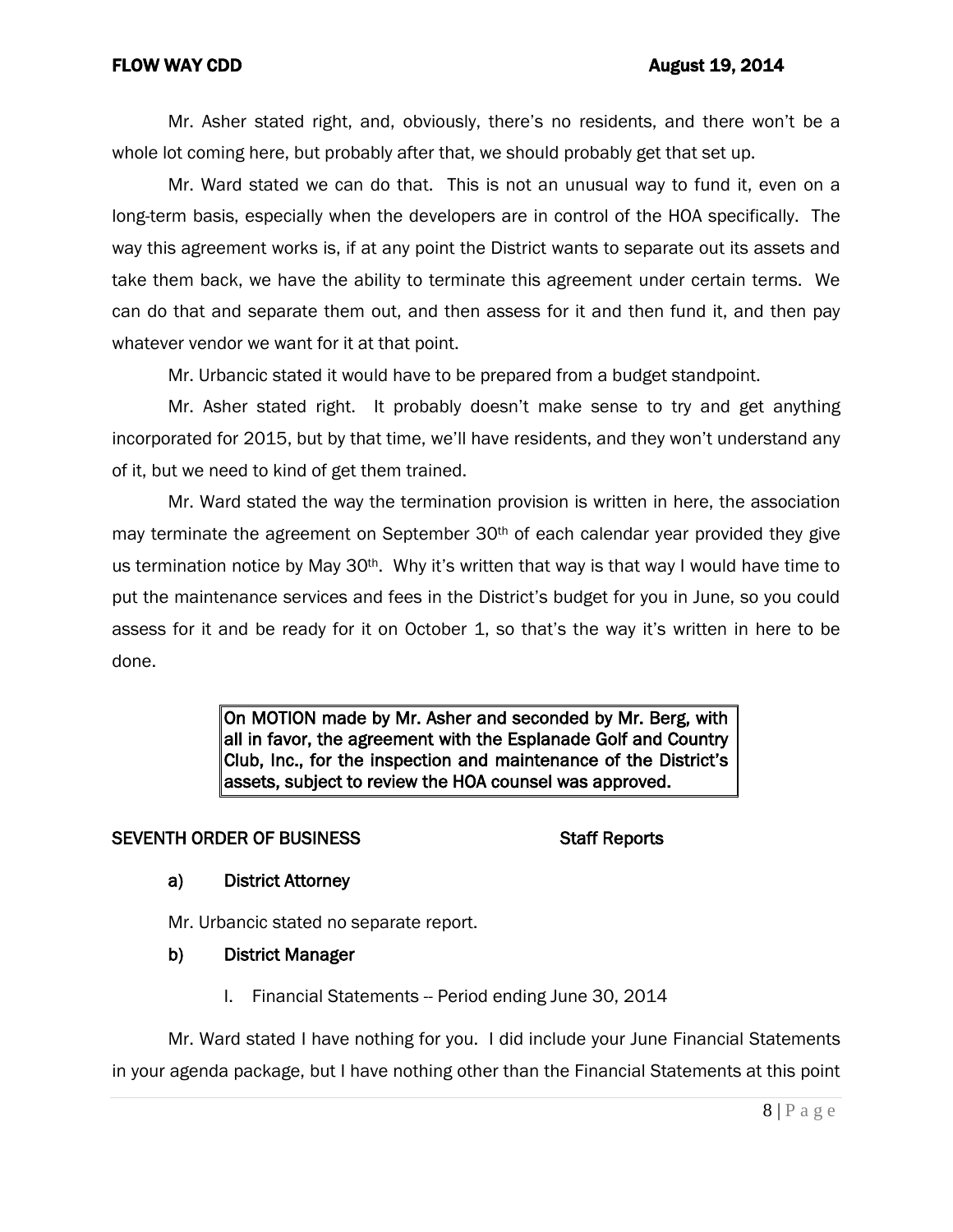Mr. Asher stated right, and, obviously, there's no residents, and there won't be a whole lot coming here, but probably after that, we should probably get that set up.

Mr. Ward stated we can do that. This is not an unusual way to fund it, even on a long-term basis, especially when the developers are in control of the HOA specifically. The way this agreement works is, if at any point the District wants to separate out its assets and take them back, we have the ability to terminate this agreement under certain terms. We can do that and separate them out, and then assess for it and then fund it, and then pay whatever vendor we want for it at that point.

Mr. Urbancic stated it would have to be prepared from a budget standpoint.

Mr. Asher stated right. It probably doesn't make sense to try and get anything incorporated for 2015, but by that time, we'll have residents, and they won't understand any of it, but we need to kind of get them trained.

Mr. Ward stated the way the termination provision is written in here, the association may terminate the agreement on September 30th of each calendar year provided they give us termination notice by May 30th. Why it's written that way is that way I would have time to put the maintenance services and fees in the District's budget for you in June, so you could assess for it and be ready for it on October 1, so that's the way it's written in here to be done.

**On MOTION made by Mr. Asher and seconded by Mr. Berg, with all in favor, the agreement with the Esplanade Golf and Country Club, Inc., for the inspection and maintenance of the District's assets, subject to review the HOA counsel was approved.**

**SEVENTH ORDER OF BUSINESS** **Staff Reports**

**a) District Attorney**

Mr. Urbancic stated no separate report.

**b) District Manager**

I. Financial Statements -- Period ending June 30, 2014

Mr. Ward stated I have nothing for you. I did include your June Financial Statements in your agenda package, but I have nothing other than the Financial Statements at this point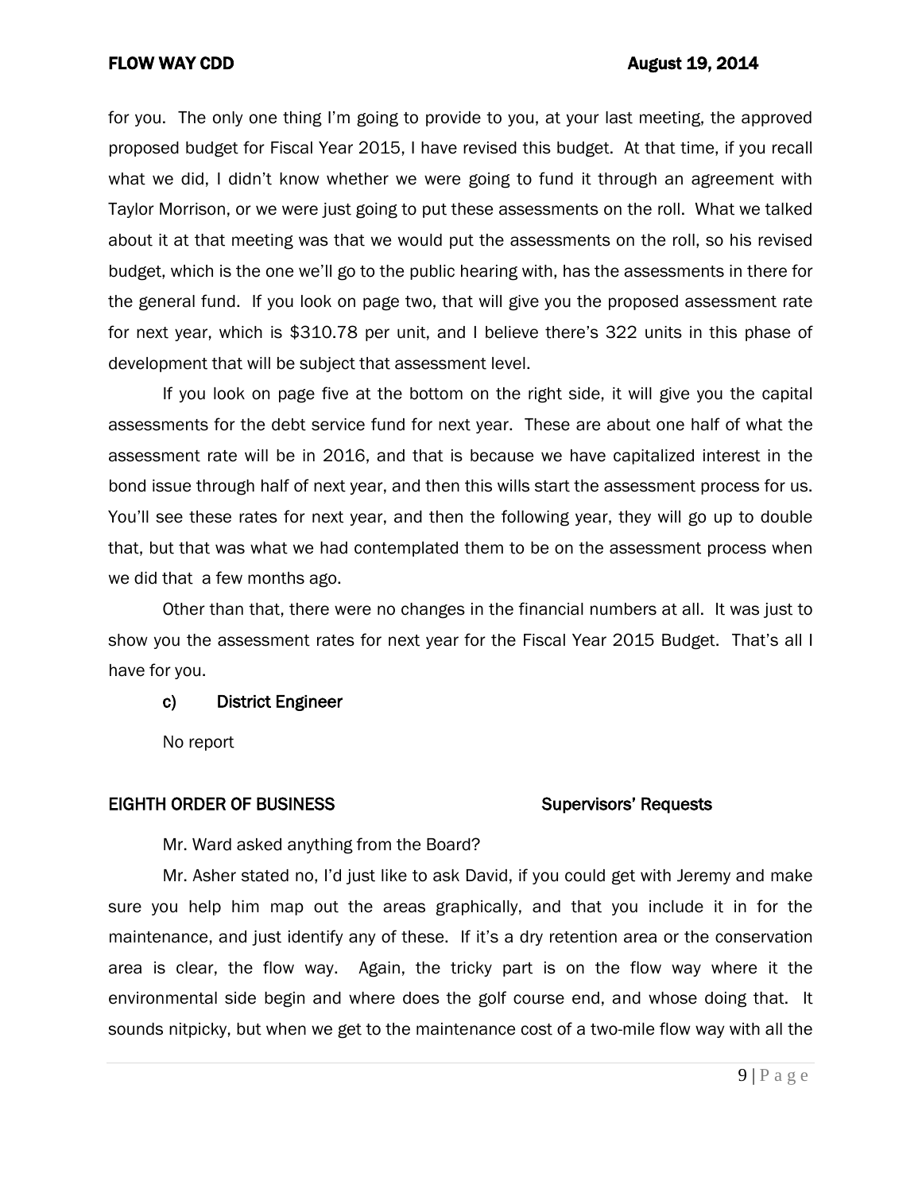for you. The only one thing I'm going to provide to you, at your last meeting, the approved proposed budget for Fiscal Year 2015, I have revised this budget. At that time, if you recall what we did, I didn't know whether we were going to fund it through an agreement with Taylor Morrison, or we were just going to put these assessments on the roll. What we talked about it at that meeting was that we would put the assessments on the roll, so his revised budget, which is the one we'll go to the public hearing with, has the assessments in there for the general fund. If you look on page two, that will give you the proposed assessment rate for next year, which is $310.78 per unit, and I believe there's 322 units in this phase of development that will be subject that assessment level.

If you look on page five at the bottom on the right side, it will give you the capital assessments for the debt service fund for next year. These are about one half of what the assessment rate will be in 2016, and that is because we have capitalized interest in the bond issue through half of next year, and then this wills start the assessment process for us. You'll see these rates for next year, and then the following year, they will go up to double that, but that was what we had contemplated them to be on the assessment process when we did that a few months ago.

Other than that, there were no changes in the financial numbers at all. It was just to show you the assessment rates for next year for the Fiscal Year 2015 Budget. That's all I have for you.

**c) District Engineer**

No report

**EIGHTH ORDER OF BUSINESS** **Supervisors' Requests**

Mr. Ward asked anything from the Board?

Mr. Asher stated no, I'd just like to ask David, if you could get with Jeremy and make sure you help him map out the areas graphically, and that you include it in for the maintenance, and just identify any of these. If it's a dry retention area or the conservation area is clear, the flow way. Again, the tricky part is on the flow way where it the environmental side begin and where does the golf course end, and whose doing that. It sounds nitpicky, but when we get to the maintenance cost of a two-mile flow way with all the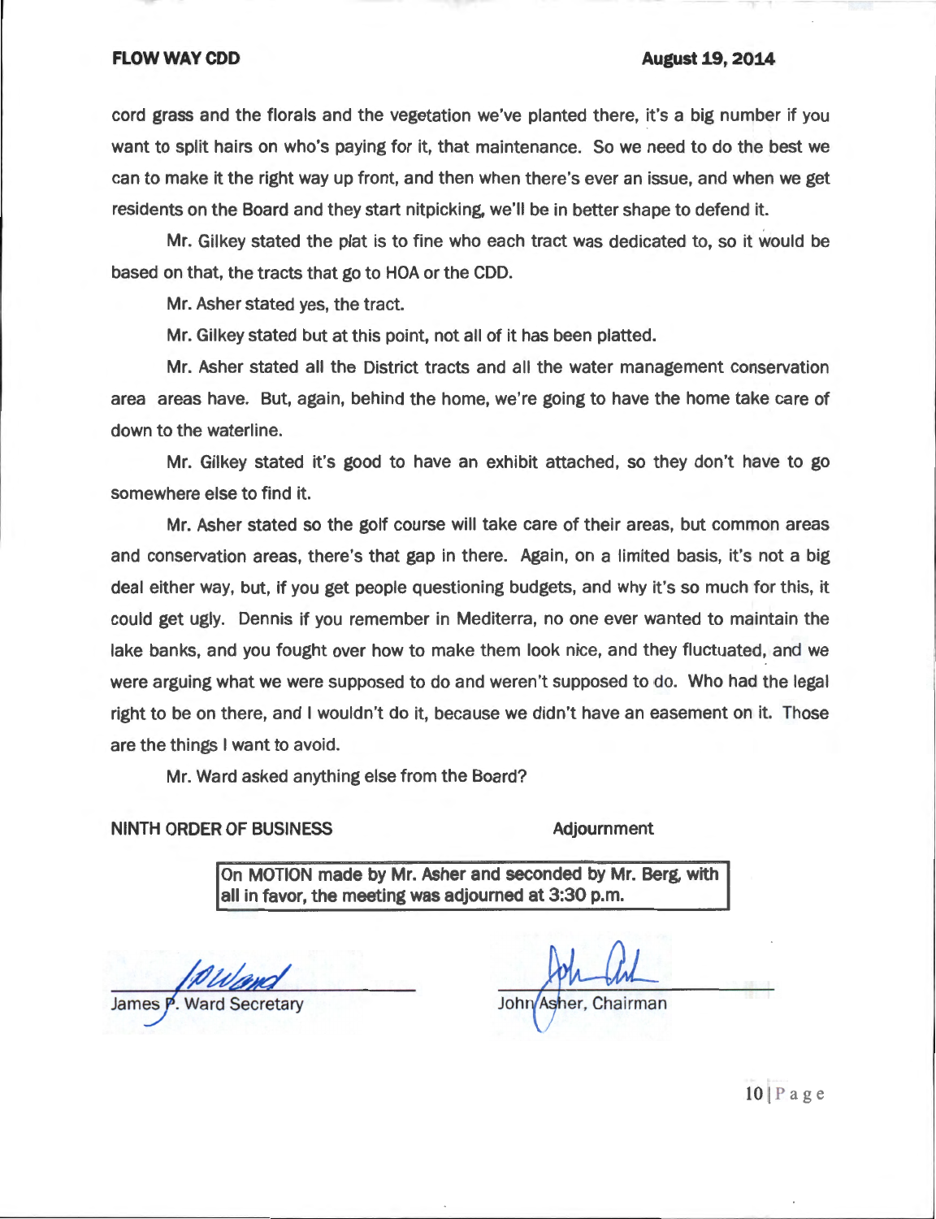cord grass and the florals and the vegetation we've planted there, it's a big number if you want to split hairs on who's paying for it, that maintenance. So we need to do the best we can to make it the right way up front, and then when there's ever an issue, and when we get residents on the Board and they start nitpicking, we'll be in better shape to defend it.

Mr. Gilkey stated the plat is to fine who each tract was dedicated to, so it would be based on that, the tracts that go to HOA or the CDD.

Mr. Asher stated yes, the tract.

Mr. Gilkey stated but at this point, not all of it has been platted.

Mr. Asher stated all the District tracts and all the water management conservation area areas have. But, again, behind the home, we're going to have the home take care of down to the waterline.

Mr. Gilkey stated it's good to have an exhibit attached, so they don't have to go somewhere else to find it.

Mr. Asher stated so the golf course will take care of their areas, but common areas and conservation areas, there's that gap in there. Again, on a limited basis, it's not a big deal either way, but, if you get people questioning budgets, and why it's so much for this, it could get ugly. Dennis if you remember in Mediterra, no one ever wanted to maintain the lake banks, and you fought over how to make them look nice, and they fluctuated, and we were arguing what we were supposed to do and weren't supposed to do. Who had the legal right to be on there, and I wouldn't do it, because we didn't have an easement on it. Those are the things I want to avoid.

Mr. Ward asked anything else from the Board?

**NINTH ORDER OF BUSINESS** **Adjournment**

> **On MOTION made by Mr. Asher and seconded by Mr. Berg, with all in favor, the meeting was adjourned at 3:30 p.m.**

James P. Ward Secretary

John Asher, Chairman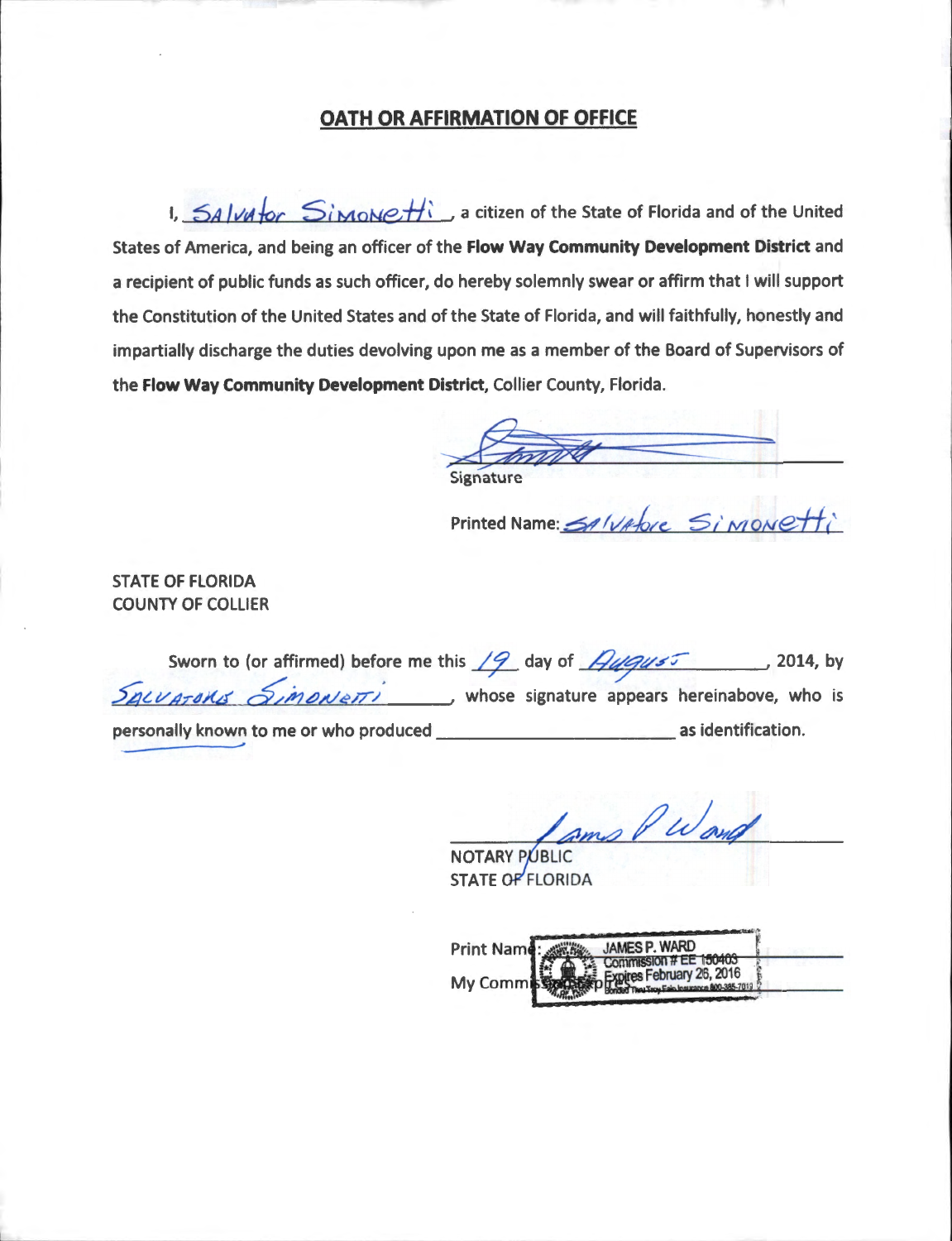## OATH OR AFFIRMATION OF OFFICE

I, Salvator Simonetti, a citizen of the State of Florida and of the United States of America, and being an officer of the **Flow Way Community Development District** and a recipient of public funds as such officer, do hereby solemnly swear or affirm that I will support the Constitution of the United States and of the State of Florida, and will faithfully, honestly and impartially discharge the duties devolving upon me as a member of the Board of Supervisors of the **Flow Way Community Development District**, Collier County, Florida.

_________________________
Signature

Printed Name: Salvatore Simonetti

STATE OF FLORIDA
COUNTY OF COLLIER

Sworn to (or affirmed) before me this 19 day of August, 2014, by Salvatore Simonetti, whose signature appears hereinabove, who is personally known to me or who produced _________________________ as identification.

_________________________
NOTARY PUBLIC
STATE OF FLORIDA

Print Name: JAMES P. WARD
Commission # EE 150403
My Commission Expires: February 26, 2016
Bonded Thru Troy Fain Insurance 800-385-7019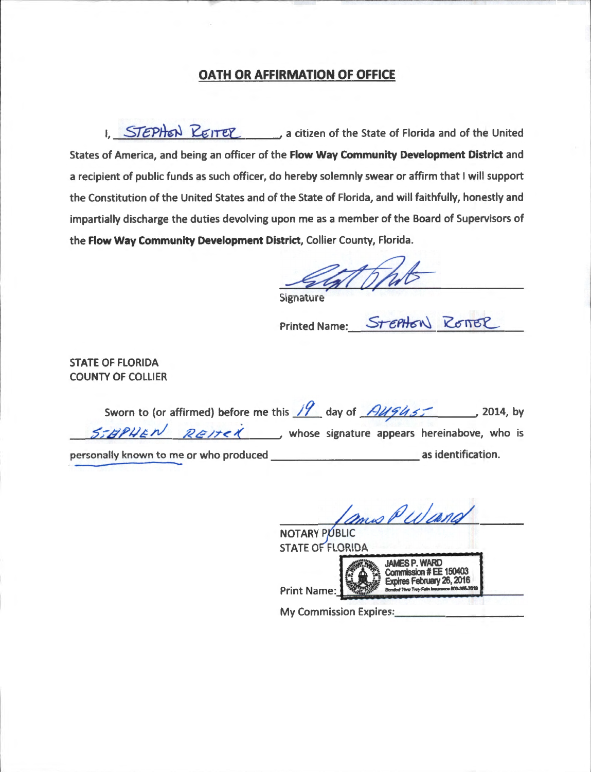## OATH OR AFFIRMATION OF OFFICE

I, STEPHEN REITER, a citizen of the State of Florida and of the United States of America, and being an officer of the **Flow Way Community Development District** and a recipient of public funds as such officer, do hereby solemnly swear or affirm that I will support the Constitution of the United States and of the State of Florida, and will faithfully, honestly and impartially discharge the duties devolving upon me as a member of the Board of Supervisors of the **Flow Way Community Development District**, Collier County, Florida.

Signature

Printed Name: STEPHEN REITER

STATE OF FLORIDA
COUNTY OF COLLIER

Sworn to (or affirmed) before me this 19 day of AUGUST, 2014, by STEPHEN REITER, whose signature appears hereinabove, who is personally known to me or who produced ______________________ as identification.

NOTARY PUBLIC
STATE OF FLORIDA

Print Name: JAMES P. WARD
Commission # EE 150403
Expires February 26, 2016
Bonded Thru Troy Fain Insurance 800-385-7019

My Commission Expires: ______________